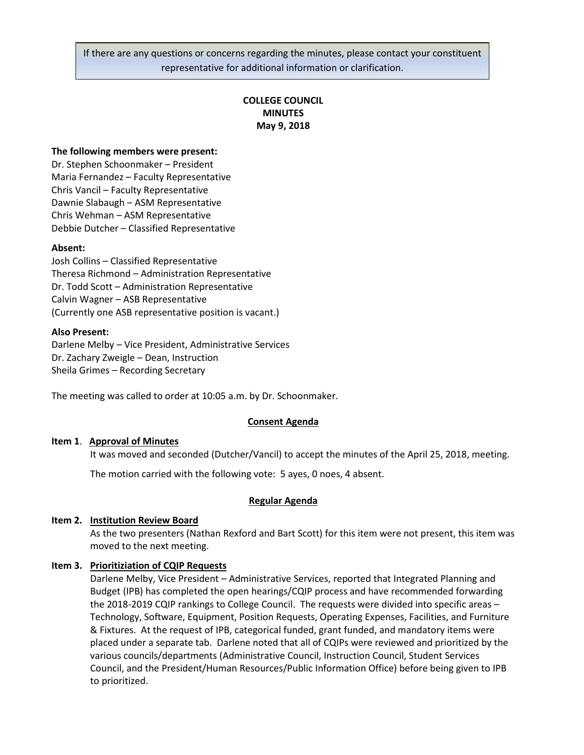If there are any questions or concerns regarding the minutes, please contact your constituent representative for additional information or clarification.

# COLLEGE COUNCIL
# MINUTES
## May 9, 2018

**The following members were present:**

Dr. Stephen Schoonmaker – President
Maria Fernandez – Faculty Representative
Chris Vancil – Faculty Representative
Dawnie Slabaugh – ASM Representative
Chris Wehman – ASM Representative
Debbie Dutcher – Classified Representative

**Absent:**

Josh Collins – Classified Representative
Theresa Richmond – Administration Representative
Dr. Todd Scott – Administration Representative
Calvin Wagner – ASB Representative
(Currently one ASB representative position is vacant.)

**Also Present:**

Darlene Melby – Vice President, Administrative Services
Dr. Zachary Zweigle – Dean, Instruction
Sheila Grimes – Recording Secretary

The meeting was called to order at 10:05 a.m. by Dr. Schoonmaker.

### Consent Agenda

**Item 1**. **Approval of Minutes**

It was moved and seconded (Dutcher/Vancil) to accept the minutes of the April 25, 2018, meeting.

The motion carried with the following vote: 5 ayes, 0 noes, 4 absent.

### Regular Agenda

**Item 2. Institution Review Board**

As the two presenters (Nathan Rexford and Bart Scott) for this item were not present, this item was moved to the next meeting.

**Item 3. Prioritiziation of CQIP Requests**

Darlene Melby, Vice President – Administrative Services, reported that Integrated Planning and Budget (IPB) has completed the open hearings/CQIP process and have recommended forwarding the 2018-2019 CQIP rankings to College Council. The requests were divided into specific areas – Technology, Software, Equipment, Position Requests, Operating Expenses, Facilities, and Furniture & Fixtures. At the request of IPB, categorical funded, grant funded, and mandatory items were placed under a separate tab. Darlene noted that all of CQIPs were reviewed and prioritized by the various councils/departments (Administrative Council, Instruction Council, Student Services Council, and the President/Human Resources/Public Information Office) before being given to IPB to prioritized.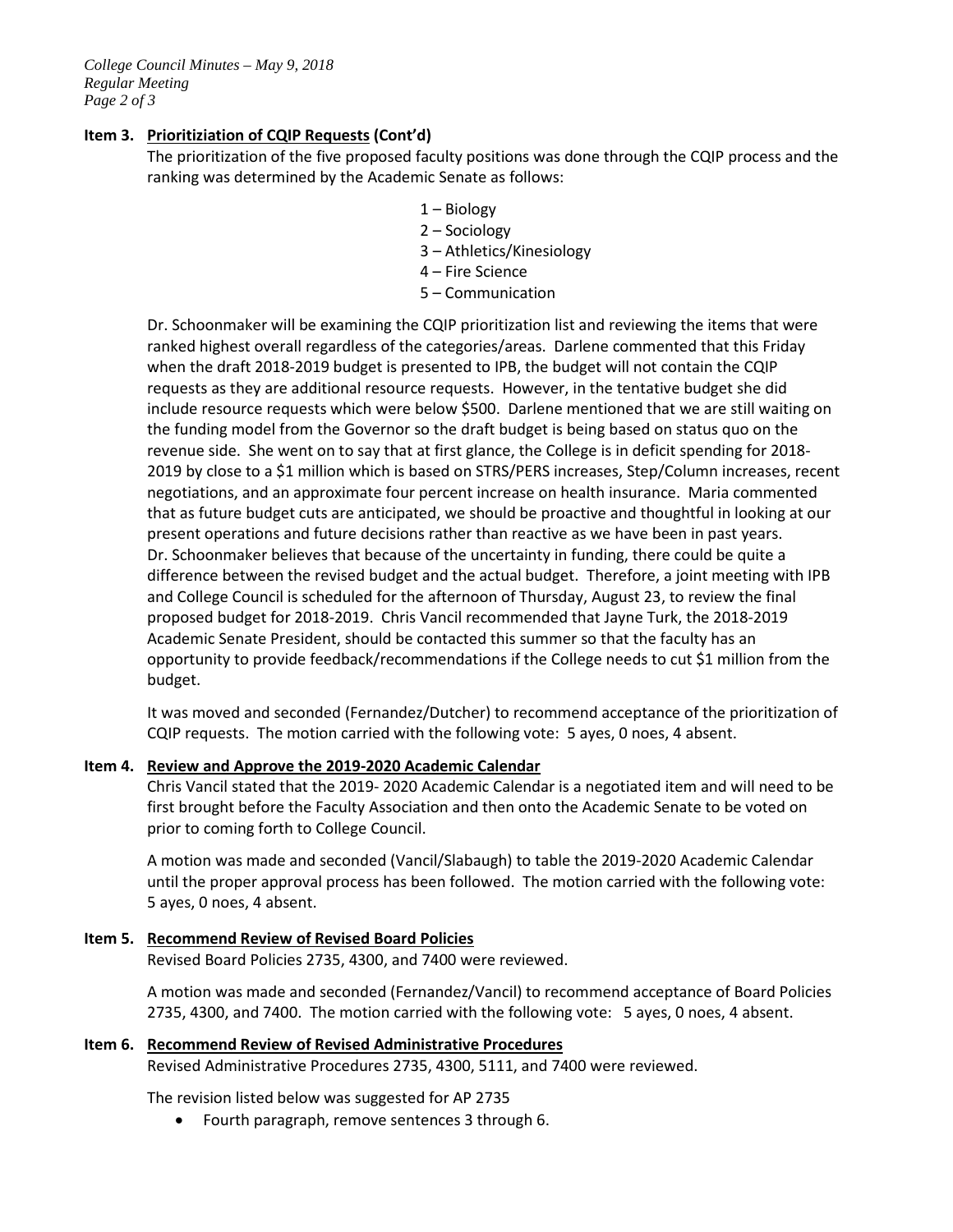**Item 3. Prioritiziation of CQIP Requests (Cont'd)**

The prioritization of the five proposed faculty positions was done through the CQIP process and the ranking was determined by the Academic Senate as follows:

1 – Biology
2 – Sociology
3 – Athletics/Kinesiology
4 – Fire Science
5 – Communication

Dr. Schoonmaker will be examining the CQIP prioritization list and reviewing the items that were ranked highest overall regardless of the categories/areas. Darlene commented that this Friday when the draft 2018-2019 budget is presented to IPB, the budget will not contain the CQIP requests as they are additional resource requests. However, in the tentative budget she did include resource requests which were below $500. Darlene mentioned that we are still waiting on the funding model from the Governor so the draft budget is being based on status quo on the revenue side. She went on to say that at first glance, the College is in deficit spending for 2018-2019 by close to a $1 million which is based on STRS/PERS increases, Step/Column increases, recent negotiations, and an approximate four percent increase on health insurance. Maria commented that as future budget cuts are anticipated, we should be proactive and thoughtful in looking at our present operations and future decisions rather than reactive as we have been in past years. Dr. Schoonmaker believes that because of the uncertainty in funding, there could be quite a difference between the revised budget and the actual budget. Therefore, a joint meeting with IPB and College Council is scheduled for the afternoon of Thursday, August 23, to review the final proposed budget for 2018-2019. Chris Vancil recommended that Jayne Turk, the 2018-2019 Academic Senate President, should be contacted this summer so that the faculty has an opportunity to provide feedback/recommendations if the College needs to cut $1 million from the budget.

It was moved and seconded (Fernandez/Dutcher) to recommend acceptance of the prioritization of CQIP requests. The motion carried with the following vote: 5 ayes, 0 noes, 4 absent.

**Item 4. Review and Approve the 2019-2020 Academic Calendar**

Chris Vancil stated that the 2019- 2020 Academic Calendar is a negotiated item and will need to be first brought before the Faculty Association and then onto the Academic Senate to be voted on prior to coming forth to College Council.

A motion was made and seconded (Vancil/Slabaugh) to table the 2019-2020 Academic Calendar until the proper approval process has been followed. The motion carried with the following vote: 5 ayes, 0 noes, 4 absent.

**Item 5. Recommend Review of Revised Board Policies**

Revised Board Policies 2735, 4300, and 7400 were reviewed.

A motion was made and seconded (Fernandez/Vancil) to recommend acceptance of Board Policies 2735, 4300, and 7400. The motion carried with the following vote: 5 ayes, 0 noes, 4 absent.

**Item 6. Recommend Review of Revised Administrative Procedures**

Revised Administrative Procedures 2735, 4300, 5111, and 7400 were reviewed.

The revision listed below was suggested for AP 2735

- Fourth paragraph, remove sentences 3 through 6.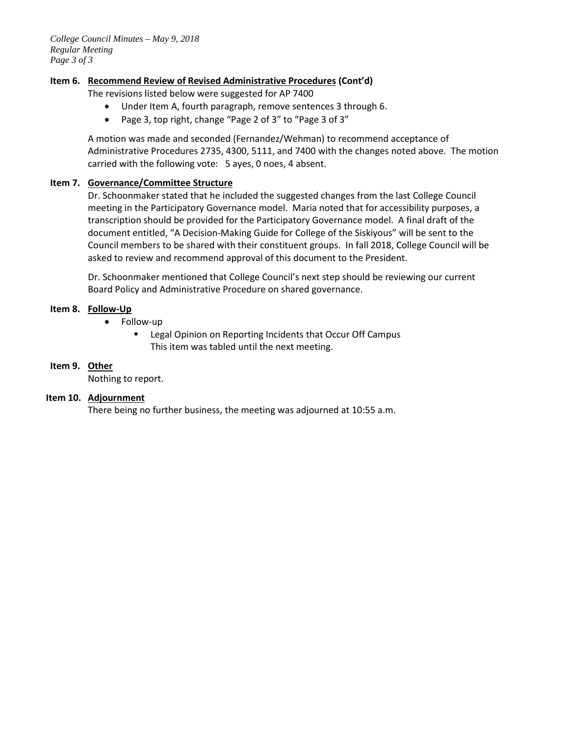**Item 6. Recommend Review of Revised Administrative Procedures (Cont'd)**

The revisions listed below were suggested for AP 7400

- Under Item A, fourth paragraph, remove sentences 3 through 6.
- Page 3, top right, change "Page 2 of 3" to "Page 3 of 3"

A motion was made and seconded (Fernandez/Wehman) to recommend acceptance of Administrative Procedures 2735, 4300, 5111, and 7400 with the changes noted above. The motion carried with the following vote: 5 ayes, 0 noes, 4 absent.

**Item 7. Governance/Committee Structure**

Dr. Schoonmaker stated that he included the suggested changes from the last College Council meeting in the Participatory Governance model. Maria noted that for accessibility purposes, a transcription should be provided for the Participatory Governance model. A final draft of the document entitled, "A Decision-Making Guide for College of the Siskiyous" will be sent to the Council members to be shared with their constituent groups. In fall 2018, College Council will be asked to review and recommend approval of this document to the President.

Dr. Schoonmaker mentioned that College Council's next step should be reviewing our current Board Policy and Administrative Procedure on shared governance.

**Item 8. Follow-Up**

- Follow-up
  - Legal Opinion on Reporting Incidents that Occur Off Campus
    This item was tabled until the next meeting.

**Item 9. Other**

Nothing to report.

**Item 10. Adjournment**

There being no further business, the meeting was adjourned at 10:55 a.m.